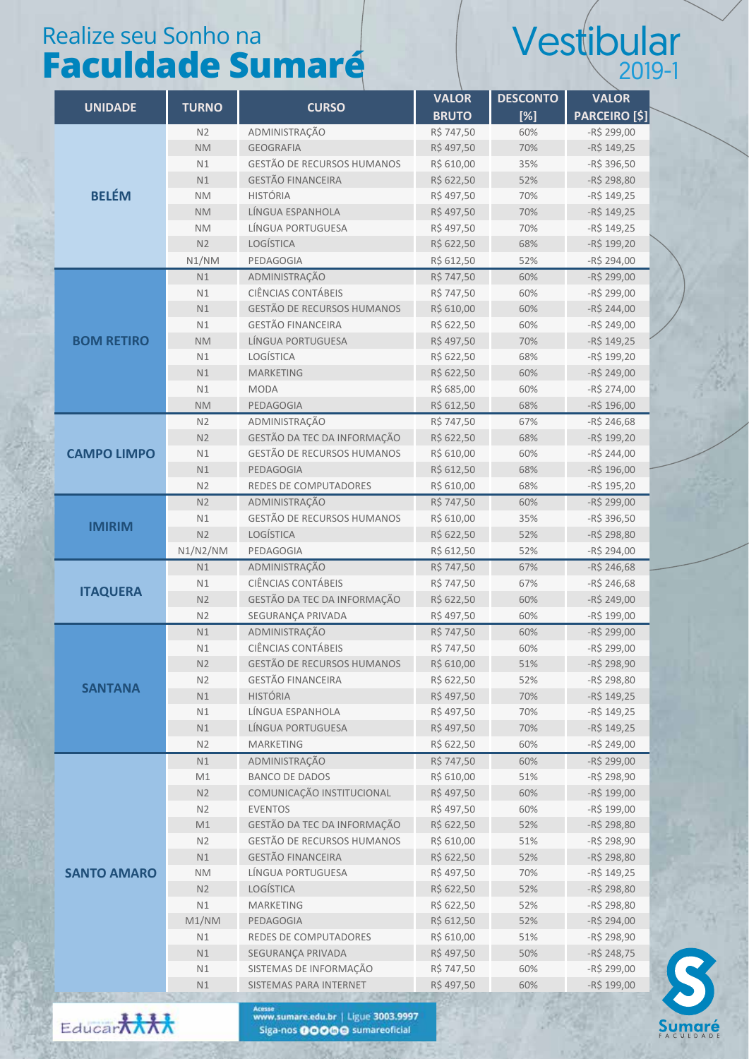# Realize seu Sonho na **Faculdade Sumaré**

## Vestibular 2019-1

| UNIDADE | TURNO | CURSO | VALOR BRUTO | DESCONTO [%] | VALOR PARCEIRO [$] |
|---|---|---|---|---|---|
| BELÉM | N2 | ADMINISTRAÇÃO | R$ 747,50 | 60% | -R$ 299,00 |
| | NM | GEOGRAFIA | R$ 497,50 | 70% | -R$ 149,25 |
| | N1 | GESTÃO DE RECURSOS HUMANOS | R$ 610,00 | 35% | -R$ 396,50 |
| | N1 | GESTÃO FINANCEIRA | R$ 622,50 | 52% | -R$ 298,80 |
| | NM | HISTÓRIA | R$ 497,50 | 70% | -R$ 149,25 |
| | NM | LÍNGUA ESPANHOLA | R$ 497,50 | 70% | -R$ 149,25 |
| | NM | LÍNGUA PORTUGUESA | R$ 497,50 | 70% | -R$ 149,25 |
| | N2 | LOGÍSTICA | R$ 622,50 | 68% | -R$ 199,20 |
| | N1/NM | PEDAGOGIA | R$ 612,50 | 52% | -R$ 294,00 |
| BOM RETIRO | N1 | ADMINISTRAÇÃO | R$ 747,50 | 60% | -R$ 299,00 |
| | N1 | CIÊNCIAS CONTÁBEIS | R$ 747,50 | 60% | -R$ 299,00 |
| | N1 | GESTÃO DE RECURSOS HUMANOS | R$ 610,00 | 60% | -R$ 244,00 |
| | N1 | GESTÃO FINANCEIRA | R$ 622,50 | 60% | -R$ 249,00 |
| | NM | LÍNGUA PORTUGUESA | R$ 497,50 | 70% | -R$ 149,25 |
| | N1 | LOGÍSTICA | R$ 622,50 | 68% | -R$ 199,20 |
| | N1 | MARKETING | R$ 622,50 | 60% | -R$ 249,00 |
| | N1 | MODA | R$ 685,00 | 60% | -R$ 274,00 |
| | NM | PEDAGOGIA | R$ 612,50 | 68% | -R$ 196,00 |
| CAMPO LIMPO | N2 | ADMINISTRAÇÃO | R$ 747,50 | 67% | -R$ 246,68 |
| | N2 | GESTÃO DA TEC DA INFORMAÇÃO | R$ 622,50 | 68% | -R$ 199,20 |
| | N1 | GESTÃO DE RECURSOS HUMANOS | R$ 610,00 | 60% | -R$ 244,00 |
| | N1 | PEDAGOGIA | R$ 612,50 | 68% | -R$ 196,00 |
| | N2 | REDES DE COMPUTADORES | R$ 610,00 | 68% | -R$ 195,20 |
| IMIRIM | N2 | ADMINISTRAÇÃO | R$ 747,50 | 60% | -R$ 299,00 |
| | N1 | GESTÃO DE RECURSOS HUMANOS | R$ 610,00 | 35% | -R$ 396,50 |
| | N2 | LOGÍSTICA | R$ 622,50 | 52% | -R$ 298,80 |
| | N1/N2/NM | PEDAGOGIA | R$ 612,50 | 52% | -R$ 294,00 |
| ITAQUERA | N1 | ADMINISTRAÇÃO | R$ 747,50 | 67% | -R$ 246,68 |
| | N1 | CIÊNCIAS CONTÁBEIS | R$ 747,50 | 67% | -R$ 246,68 |
| | N2 | GESTÃO DA TEC DA INFORMAÇÃO | R$ 622,50 | 60% | -R$ 249,00 |
| | N2 | SEGURANÇA PRIVADA | R$ 497,50 | 60% | -R$ 199,00 |
| SANTANA | N1 | ADMINISTRAÇÃO | R$ 747,50 | 60% | -R$ 299,00 |
| | N1 | CIÊNCIAS CONTÁBEIS | R$ 747,50 | 60% | -R$ 299,00 |
| | N2 | GESTÃO DE RECURSOS HUMANOS | R$ 610,00 | 51% | -R$ 298,90 |
| | N2 | GESTÃO FINANCEIRA | R$ 622,50 | 52% | -R$ 298,80 |
| | N1 | HISTÓRIA | R$ 497,50 | 70% | -R$ 149,25 |
| | N1 | LÍNGUA ESPANHOLA | R$ 497,50 | 70% | -R$ 149,25 |
| | N1 | LÍNGUA PORTUGUESA | R$ 497,50 | 70% | -R$ 149,25 |
| | N2 | MARKETING | R$ 622,50 | 60% | -R$ 249,00 |
| SANTO AMARO | N1 | ADMINISTRAÇÃO | R$ 747,50 | 60% | -R$ 299,00 |
| | M1 | BANCO DE DADOS | R$ 610,00 | 51% | -R$ 298,90 |
| | N2 | COMUNICAÇÃO INSTITUCIONAL | R$ 497,50 | 60% | -R$ 199,00 |
| | N2 | EVENTOS | R$ 497,50 | 60% | -R$ 199,00 |
| | M1 | GESTÃO DA TEC DA INFORMAÇÃO | R$ 622,50 | 52% | -R$ 298,80 |
| | N2 | GESTÃO DE RECURSOS HUMANOS | R$ 610,00 | 51% | -R$ 298,90 |
| | N1 | GESTÃO FINANCEIRA | R$ 622,50 | 52% | -R$ 298,80 |
| | NM | LÍNGUA PORTUGUESA | R$ 497,50 | 70% | -R$ 149,25 |
| | N2 | LOGÍSTICA | R$ 622,50 | 52% | -R$ 298,80 |
| | N1 | MARKETING | R$ 622,50 | 52% | -R$ 298,80 |
| | M1/NM | PEDAGOGIA | R$ 612,50 | 52% | -R$ 294,00 |
| | N1 | REDES DE COMPUTADORES | R$ 610,00 | 51% | -R$ 298,90 |
| | N1 | SEGURANÇA PRIVADA | R$ 497,50 | 50% | -R$ 248,75 |
| | N1 | SISTEMAS DE INFORMAÇÃO | R$ 747,50 | 60% | -R$ 299,00 |
| | N1 | SISTEMAS PARA INTERNET | R$ 497,50 | 60% | -R$ 199,00 |

Educar

Acesse www.sumare.edu.br | Ligue 3003.9997
Siga-nos sumareoficial

Sumaré FACULDADE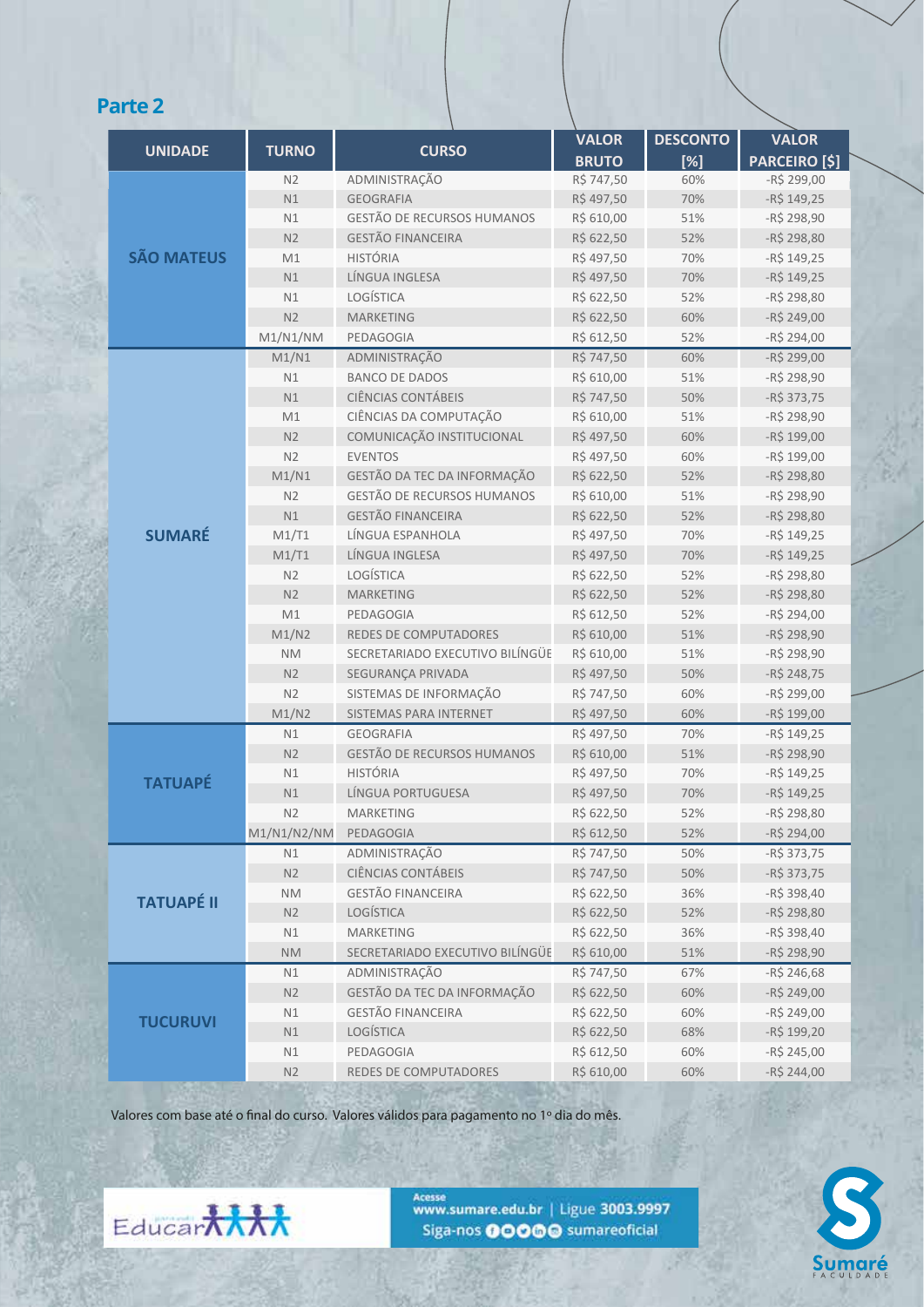## Parte 2

| UNIDADE | TURNO | CURSO | VALOR BRUTO | DESCONTO [%] | VALOR PARCEIRO [$] |
|---|---|---|---|---|---|
| SÃO MATEUS | N2 | ADMINISTRAÇÃO | R$ 747,50 | 60% | -R$ 299,00 |
| | N1 | GEOGRAFIA | R$ 497,50 | 70% | -R$ 149,25 |
| | N1 | GESTÃO DE RECURSOS HUMANOS | R$ 610,00 | 51% | -R$ 298,90 |
| | N2 | GESTÃO FINANCEIRA | R$ 622,50 | 52% | -R$ 298,80 |
| | M1 | HISTÓRIA | R$ 497,50 | 70% | -R$ 149,25 |
| | N1 | LÍNGUA INGLESA | R$ 497,50 | 70% | -R$ 149,25 |
| | N1 | LOGÍSTICA | R$ 622,50 | 52% | -R$ 298,80 |
| | N2 | MARKETING | R$ 622,50 | 60% | -R$ 249,00 |
| | M1/N1/NM | PEDAGOGIA | R$ 612,50 | 52% | -R$ 294,00 |
| SUMARÉ | M1/N1 | ADMINISTRAÇÃO | R$ 747,50 | 60% | -R$ 299,00 |
| | N1 | BANCO DE DADOS | R$ 610,00 | 51% | -R$ 298,90 |
| | N1 | CIÊNCIAS CONTÁBEIS | R$ 747,50 | 50% | -R$ 373,75 |
| | M1 | CIÊNCIAS DA COMPUTAÇÃO | R$ 610,00 | 51% | -R$ 298,90 |
| | N2 | COMUNICAÇÃO INSTITUCIONAL | R$ 497,50 | 60% | -R$ 199,00 |
| | N2 | EVENTOS | R$ 497,50 | 60% | -R$ 199,00 |
| | M1/N1 | GESTÃO DA TEC DA INFORMAÇÃO | R$ 622,50 | 52% | -R$ 298,80 |
| | N2 | GESTÃO DE RECURSOS HUMANOS | R$ 610,00 | 51% | -R$ 298,90 |
| | N1 | GESTÃO FINANCEIRA | R$ 622,50 | 52% | -R$ 298,80 |
| | M1/T1 | LÍNGUA ESPANHOLA | R$ 497,50 | 70% | -R$ 149,25 |
| | M1/T1 | LÍNGUA INGLESA | R$ 497,50 | 70% | -R$ 149,25 |
| | N2 | LOGÍSTICA | R$ 622,50 | 52% | -R$ 298,80 |
| | N2 | MARKETING | R$ 622,50 | 52% | -R$ 298,80 |
| | M1 | PEDAGOGIA | R$ 612,50 | 52% | -R$ 294,00 |
| | M1/N2 | REDES DE COMPUTADORES | R$ 610,00 | 51% | -R$ 298,90 |
| | NM | SECRETARIADO EXECUTIVO BILÍNGÜE | R$ 610,00 | 51% | -R$ 298,90 |
| | N2 | SEGURANÇA PRIVADA | R$ 497,50 | 50% | -R$ 248,75 |
| | N2 | SISTEMAS DE INFORMAÇÃO | R$ 747,50 | 60% | -R$ 299,00 |
| | M1/N2 | SISTEMAS PARA INTERNET | R$ 497,50 | 60% | -R$ 199,00 |
| TATUAPÉ | N1 | GEOGRAFIA | R$ 497,50 | 70% | -R$ 149,25 |
| | N2 | GESTÃO DE RECURSOS HUMANOS | R$ 610,00 | 51% | -R$ 298,90 |
| | N1 | HISTÓRIA | R$ 497,50 | 70% | -R$ 149,25 |
| | N1 | LÍNGUA PORTUGUESA | R$ 497,50 | 70% | -R$ 149,25 |
| | N2 | MARKETING | R$ 622,50 | 52% | -R$ 298,80 |
| | M1/N1/N2/NM | PEDAGOGIA | R$ 612,50 | 52% | -R$ 294,00 |
| TATUAPÉ II | N1 | ADMINISTRAÇÃO | R$ 747,50 | 50% | -R$ 373,75 |
| | N2 | CIÊNCIAS CONTÁBEIS | R$ 747,50 | 50% | -R$ 373,75 |
| | NM | GESTÃO FINANCEIRA | R$ 622,50 | 36% | -R$ 398,40 |
| | N2 | LOGÍSTICA | R$ 622,50 | 52% | -R$ 298,80 |
| | N1 | MARKETING | R$ 622,50 | 36% | -R$ 398,40 |
| | NM | SECRETARIADO EXECUTIVO BILÍNGÜE | R$ 610,00 | 51% | -R$ 298,90 |
| TUCURUVI | N1 | ADMINISTRAÇÃO | R$ 747,50 | 67% | -R$ 246,68 |
| | N2 | GESTÃO DA TEC DA INFORMAÇÃO | R$ 622,50 | 60% | -R$ 249,00 |
| | N1 | GESTÃO FINANCEIRA | R$ 622,50 | 60% | -R$ 249,00 |
| | N1 | LOGÍSTICA | R$ 622,50 | 68% | -R$ 199,20 |
| | N1 | PEDAGOGIA | R$ 612,50 | 60% | -R$ 245,00 |
| | N2 | REDES DE COMPUTADORES | R$ 610,00 | 60% | -R$ 244,00 |

Valores com base até o final do curso. Valores válidos para pagamento no 1º dia do mês.

Educar

Acesse www.sumare.edu.br | Ligue 3003.9997
Siga-nos sumareoficial

Sumaré FACULDADE